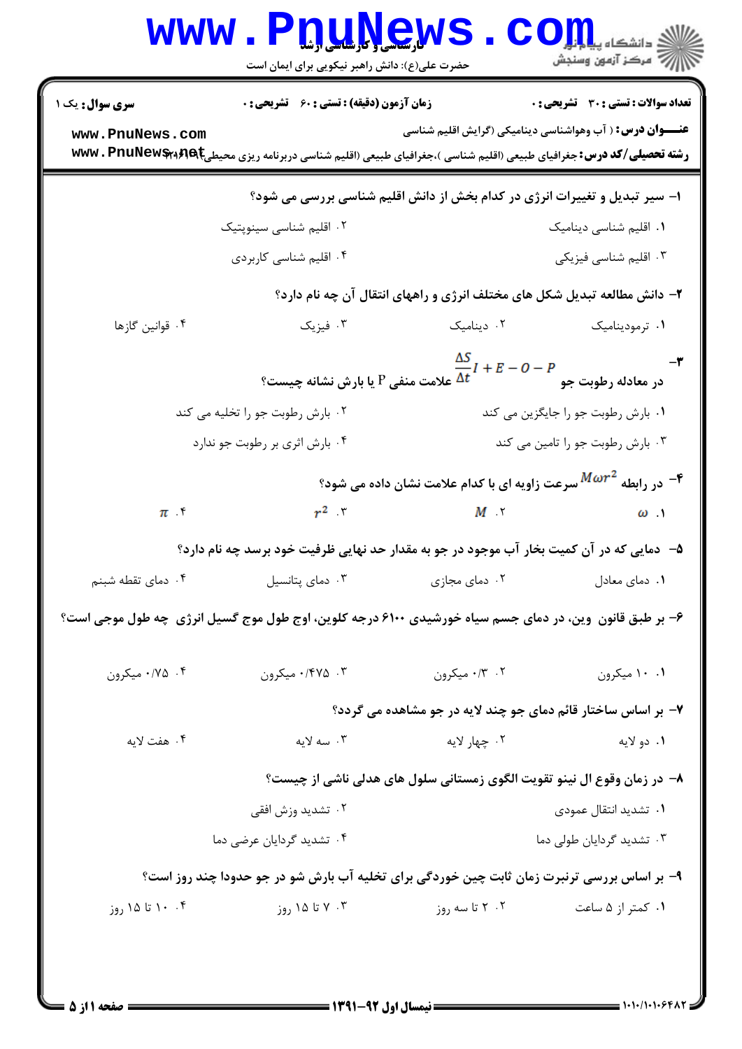**سری سوال:** یک ۱ | **زمان آزمون (دقیقه) : تستی : ۶۰ تشریحی : ۰** | **تعداد سوالات : تستی : ۳۰ تشریحی : ۰**

**عنـــوان درس :** ( آب وهواشناسی دینامیکی (گرایش اقلیم شناسی

**رشته تحصیلی/کد درس :** جغرافیای طبیعی (اقلیم شناسی )،جغرافیای طبیعی (اقلیم شناسی دربرنامه ریزی محیطی) ۱۲۱۶۴۲۰

۱- سیر تبدیل و تغییرات انرژی در کدام بخش از دانش اقلیم شناسی بررسی می شود؟

۱. اقلیم شناسی دینامیک
۲. اقلیم شناسی سینوپتیک
۳. اقلیم شناسی فیزیکی
۴. اقلیم شناسی کاربردی

۲- دانش مطالعه تبدیل شکل های مختلف انرژی و راههای انتقال آن چه نام دارد؟

۱. ترمودینامیک
۲. دینامیک
۳. فیزیک
۴. قوانین گازها

۳- در معادله رطوبت جو $\frac{\Delta S}{\Delta t} I + E - O - P$ علامت منفی P یا بارش نشانه چیست؟

۱. بارش رطوبت جو را جایگزین می کند
۲. بارش رطوبت جو را تخلیه می کند
۳. بارش رطوبت جو را تامین می کند
۴. بارش اثری بر رطوبت جو ندارد

۴- در رابطه $M\omega r^2$ سرعت زاویه ای با کدام علامت نشان داده می شود؟

۱. $\omega$
۲. $M$
۳. $r^2$
۴. $\pi$

۵- دمایی که در آن کمیت بخار آب موجود در جو به مقدار حد نهایی ظرفیت خود برسد چه نام دارد؟

۱. دمای معادل
۲. دمای مجازی
۳. دمای پتانسیل
۴. دمای نقطه شبنم

۶- بر طبق قانون وین، در دمای جسم سیاه خورشیدی ۶۱۰۰ درجه کلوین، اوج طول موج گسیل انرژی چه طول موجی است؟

۱. ۱۰ میکرون
۲. ۰/۳ میکرون
۳. ۰/۴۷۵ میکرون
۴. ۰/۷۵ میکرون

۷- بر اساس ساختار قائم دمای جو چند لایه در جو مشاهده می گردد؟

۱. دو لایه
۲. چهار لایه
۳. سه لایه
۴. هفت لایه

۸- در زمان وقوع ال نینو تقویت الگوی زمستانی سلول های هدلی ناشی از چیست؟

۱. تشدید انتقال عمودی
۲. تشدید وزش افقی
۳. تشدید گرادیان طولی دما
۴. تشدید گرادیان عرضی دما

۹- بر اساس بررسی ترنبرت زمان ثابت چین خوردگی برای تخلیه آب بارش شو در جو در حدودا چند روز است؟

۱. کمتر از ۵ ساعت
۲. ۲ تا سه روز
۳. ۷ تا ۱۵ روز
۴. ۱۰ تا ۱۵ روز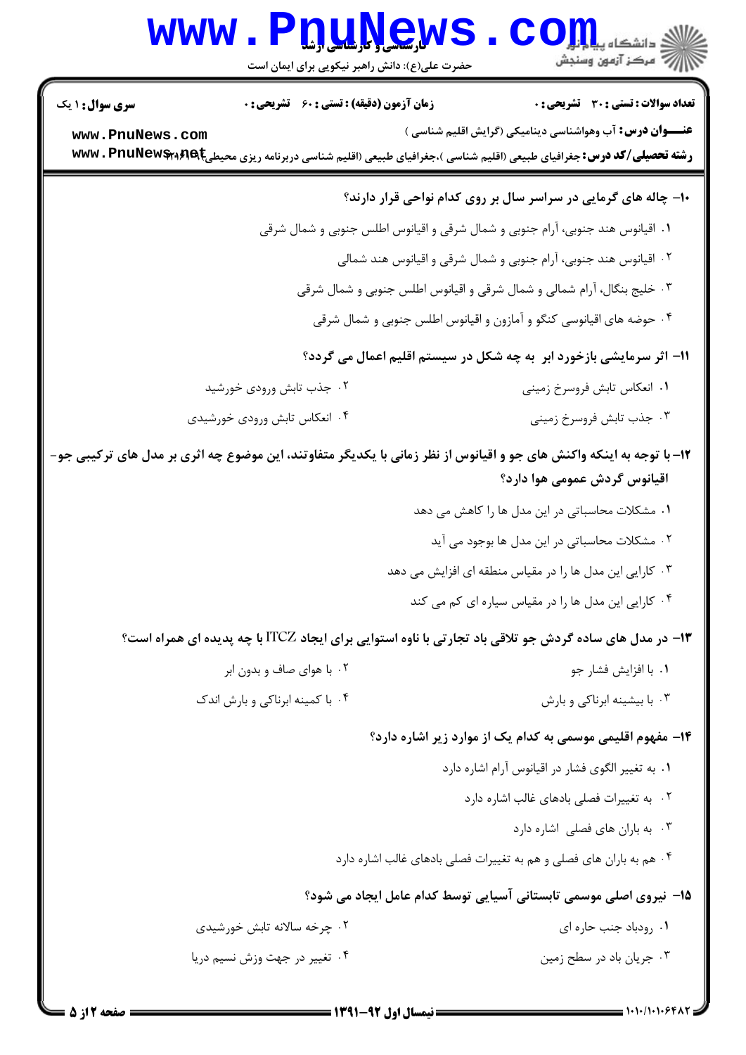**تعداد سوالات : تستی : ۳۰ تشریحی : ۰** | **زمان آزمون (دقیقه) : تستی : ۶۰ تشریحی : ۰** | **سری سوال : ۱ یک**

**عنـــوان درس:** آب وهواشناسی دینامیکی (گرایش اقلیم شناسی )

**رشته تحصیلی/کد درس:** جغرافیای طبیعی (اقلیم شناسی )،جغرافیای طبیعی (اقلیم شناسی دربرنامه ریزی محیطی) ۱۲۱۶۴۰۳

**۱۰- چاله های گرمایی در سراسر سال بر روی کدام نواحی قرار دارند؟**

۱. اقیانوس هند جنوبی، آرام جنوبی و شمال شرقی و اقیانوس اطلس جنوبی و شمال شرقی

۲. اقیانوس هند جنوبی، آرام جنوبی و شمال شرقی و اقیانوس هند شمالی

۳. خلیج بنگال، آرام شمالی و شمال شرقی و اقیانوس اطلس جنوبی و شمال شرقی

۴. حوضه های اقیانوسی کنگو و آمازون و اقیانوس اطلس جنوبی و شمال شرقی

**۱۱- اثر سرمایشی بازخورد ابر به چه شکل در سیستم اقلیم اعمال می گردد؟**

۱. انعکاس تابش فروسرخ زمینی

۲. جذب تابش ورودی خورشید

۳. جذب تابش فروسرخ زمینی

۴. انعکاس تابش ورودی خورشیدی

**۱۲- با توجه به اینکه واکنش های جو و اقیانوس از نظر زمانی با یکدیگر متفاوتند، این موضوع چه اثری بر مدل های ترکیبی جو-اقیانوس گردش عمومی هوا دارد؟**

۱. مشکلات محاسباتی در این مدل ها را کاهش می دهد

۲. مشکلات محاسباتی در این مدل ها بوجود می آید

۳. کارایی این مدل ها را در مقیاس منطقه ای افزایش می دهد

۴. کارایی این مدل ها را در مقیاس سیاره ای کم می کند

**۱۳- در مدل های ساده گردش جو تلاقی باد تجارتی با ناوه استوایی برای ایجاد ITCZ با چه پدیده ای همراه است؟**

۱. با افزایش فشار جو

۲. با هوای صاف و بدون ابر

۳. با بیشینه ابرناکی و بارش

۴. با کمینه ابرناکی و بارش اندک

**۱۴- مفهوم اقلیمی موسمی به کدام یک از موارد زیر اشاره دارد؟**

۱. به تغییر الگوی فشار در اقیانوس آرام اشاره دارد

۲. به تغییرات فصلی بادهای غالب اشاره دارد

۳. به باران های فصلی اشاره دارد

۴. هم به باران های فصلی و هم به تغییرات فصلی بادهای غالب اشاره دارد

**۱۵- نیروی اصلی موسمی تابستانی آسیایی توسط کدام عامل ایجاد می شود؟**

۱. رودباد جنب حاره ای

۲. چرخه سالانه تابش خورشیدی

۳. جریان باد در سطح زمین

۴. تغییر در جهت وزش نسیم دریا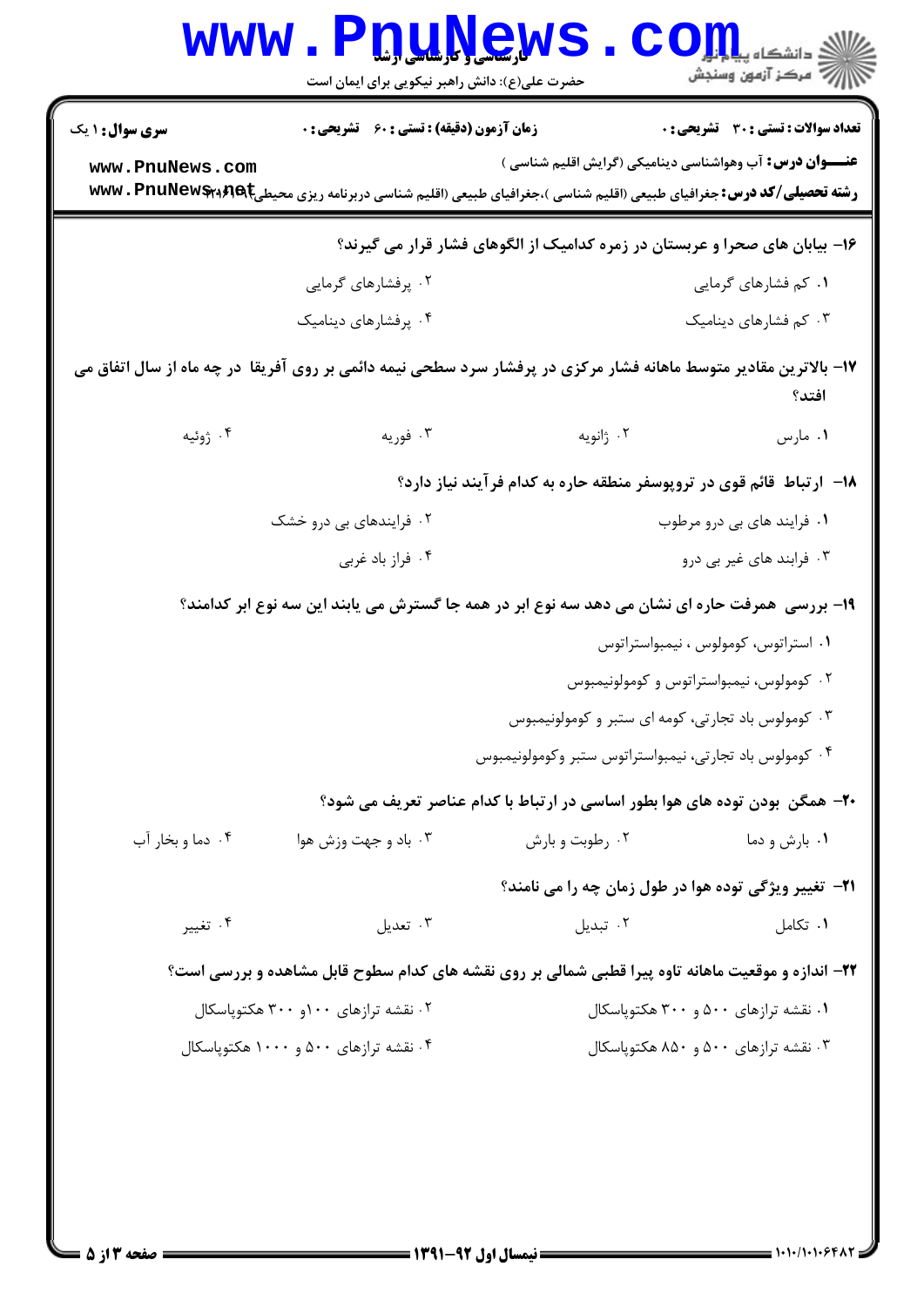**سری سؤال:** ۱ یک

**زمان آزمون (دقیقه) : تستی : ۶۰ تشریحی : ۰**

**تعداد سوالات : تستی : ۳۰ تشریحی : ۰**

**عنـــوان درس:** آب وهواشناسی دینامیکی (گرایش اقلیم شناسی )

**رشته تحصیلی/کد درس:** جغرافیای طبیعی (اقلیم شناسی )،جغرافیای طبیعی (اقلیم شناسی دربرنامه ریزی محیطی) ۱۲۱۶۰۴۱

**۱۶- بیابان های صحرا و عربستان در زمره کدامیک از الگوهای فشار قرار می گیرند؟**

۱. کم فشارهای گرمایی
۲. پرفشارهای گرمایی
۳. کم فشارهای دینامیک
۴. پرفشارهای دینامیک

**۱۷- بالاترین مقادیر متوسط ماهانه فشار مرکزی در پرفشار سرد سطحی نیمه دائمی بر روی آفریقا در چه ماه از سال اتفاق می افتد؟**

۱. مارس
۲. ژانویه
۳. فوریه
۴. ژوئیه

**۱۸- ارتباط قائم قوی در تروپوسفر منطقه حاره به کدام فرآیند نیاز دارد؟**

۱. فرایند های بی درو مرطوب
۲. فرایندهای بی درو خشک
۳. فرابند های غیر بی درو
۴. فراز باد غربی

**۱۹- بررسی همرفت حاره ای نشان می دهد سه نوع ابر در همه جا گسترش می یابند این سه نوع ابر کدامند؟**

۱. استراتوس، کومولوس ، نیمبواستراتوس
۲. کومولوس، نیمبواستراتوس و کومولونیمبوس
۳. کومولوس باد تجارتی، کومه ای ستبر و کومولونیمبوس
۴. کومولوس باد تجارتی، نیمبواستراتوس ستبر وکومولونیمبوس

**۲۰- همگن بودن توده های هوا بطور اساسی در ارتباط با کدام عناصر تعریف می شود؟**

۱. بارش و دما
۲. رطوبت و بارش
۳. باد و جهت وزش هوا
۴. دما و بخار آب

**۲۱- تغییر ویژگی توده هوا در طول زمان چه را می نامند؟**

۱. تکامل
۲. تبدیل
۳. تعدیل
۴. تغییر

**۲۲- اندازه و موقعیت ماهانه تاوه پیرا قطبی شمالی بر روی نقشه های کدام سطوح قابل مشاهده و بررسی است؟**

۱. نقشه ترازهای ۵۰۰ و ۳۰۰ هکتوپاسکال
۲. نقشه ترازهای ۱۰۰و ۳۰۰ هکتوپاسکال
۳. نقشه ترازهای ۵۰۰ و ۸۵۰ هکتوپاسکال
۴. نقشه ترازهای ۵۰۰ و ۱۰۰۰ هکتوپاسکال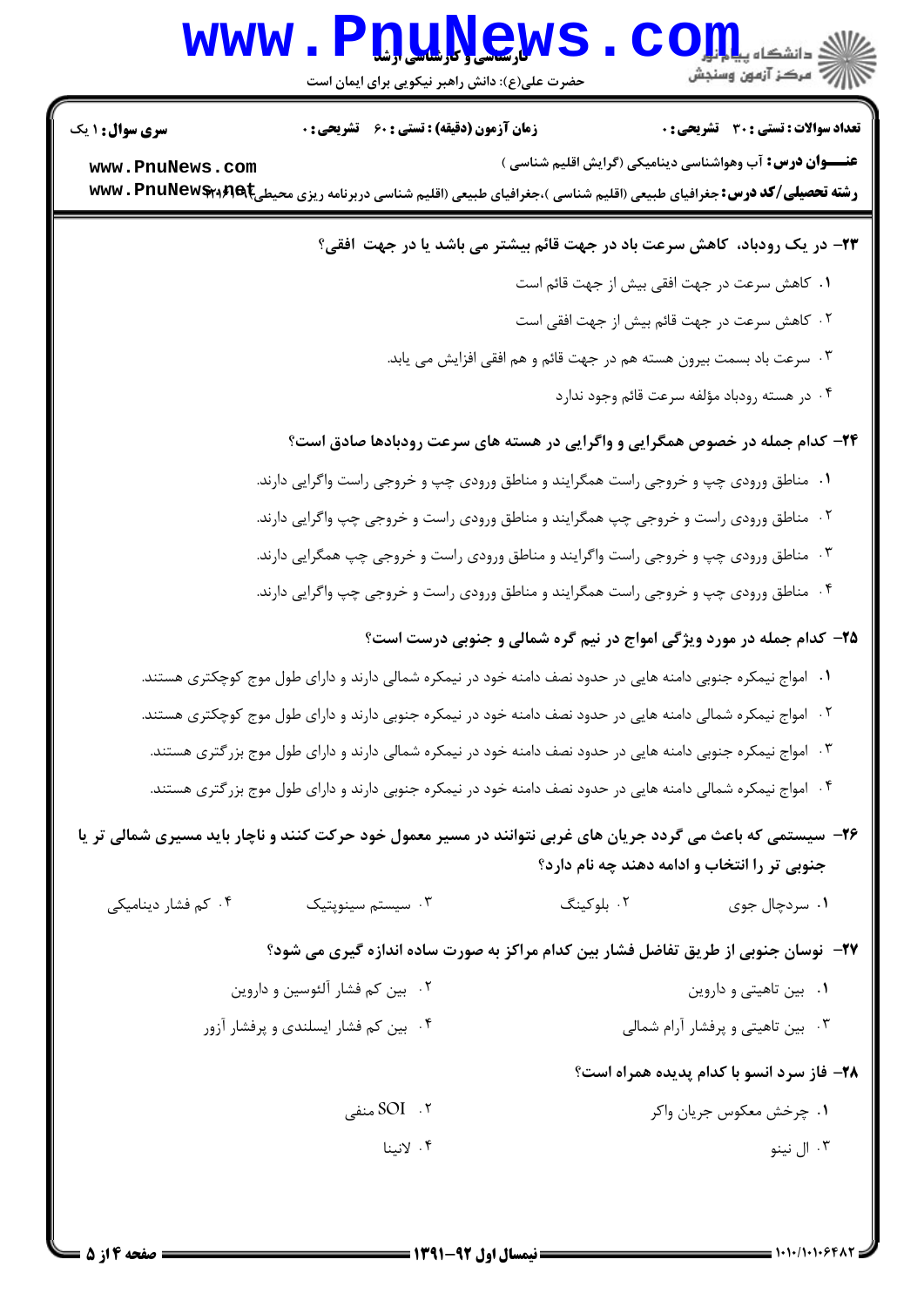**سری سوال:** ۱ یک | **زمان آزمون (دقیقه) : تستی :** ۶۰ **تشریحی :** ۰ | **تعداد سوالات : تستی :** ۳۰ **تشریحی :** ۰

**عنـــوان درس:** آب وهواشناسی دینامیکی (گرایش اقلیم شناسی )

**رشته تحصیلی/کد درس:** جغرافیای طبیعی (اقلیم شناسی )،جغرافیای طبیعی (اقلیم شناسی دربرنامه ریزی محیطی)۱۲۱۶۰۴۱

۲۳- در یک رودباد، کاهش سرعت باد در جهت قائم بیشتر می باشد یا در جهت افقی؟

۱. کاهش سرعت در جهت افقی بیش از جهت قائم است

۲. کاهش سرعت در جهت قائم بیش از جهت افقی است

۳. سرعت باد بسمت بیرون هسته هم در جهت قائم و هم افقی افزایش می یابد.

۴. در هسته رودباد مؤلفه سرعت قائم وجود ندارد

۲۴- کدام جمله در خصوص همگرایی و واگرایی در هسته های سرعت رودبادها صادق است؟

۱. مناطق ورودی چپ و خروجی راست همگرایند و مناطق ورودی چپ و خروجی راست واگرایی دارند.

۲. مناطق ورودی راست و خروجی چپ همگرایند و مناطق ورودی راست و خروجی چپ واگرایی دارند.

۳. مناطق ورودی چپ و خروجی راست واگرایند و مناطق ورودی راست و خروجی چپ همگرایی دارند.

۴. مناطق ورودی چپ و خروجی راست همگرایند و مناطق ورودی راست و خروجی چپ واگرایی دارند.

۲۵- کدام جمله در مورد ویژگی امواج در نیم گره شمالی و جنوبی درست است؟

۱. امواج نیمکره جنوبی دامنه هایی در حدود نصف دامنه خود در نیمکره شمالی دارند و دارای طول موج کوچکتری هستند.

۲. امواج نیمکره شمالی دامنه هایی در حدود نصف دامنه خود در نیمکره جنوبی دارند و دارای طول موج کوچکتری هستند.

۳. امواج نیمکره جنوبی دامنه هایی در حدود نصف دامنه خود در نیمکره شمالی دارند و دارای طول موج بزرگتری هستند.

۴. امواج نیمکره شمالی دامنه هایی در حدود نصف دامنه خود در نیمکره جنوبی دارند و دارای طول موج بزرگتری هستند.

۲۶- سیستمی که باعث می گردد جریان های غربی نتوانند در مسیر معمول خود حرکت کنند و ناچار باید مسیری شمالی تر یا جنوبی تر را انتخاب و ادامه دهند چه نام دارد؟

۱. سردچال جوی

۲. بلوکینگ

۳. سیستم سینوپتیک

۴. کم فشار دینامیکی

۲۷- نوسان جنوبی از طریق تفاضل فشار بین کدام مراکز به صورت ساده اندازه گیری می شود؟

۱. بین تاهیتی و داروین

۲. بین کم فشار آلئوسین و داروین

۳. بین تاهیتی و پرفشار آرام شمالی

۴. بین کم فشار ایسلندی و پرفشار آزور

۲۸- فاز سرد انسو با کدام پدیده همراه است؟

۱. چرخش معکوس جریان واکر

۲. SOI منفی

۳. ال نینو

۴. لانینا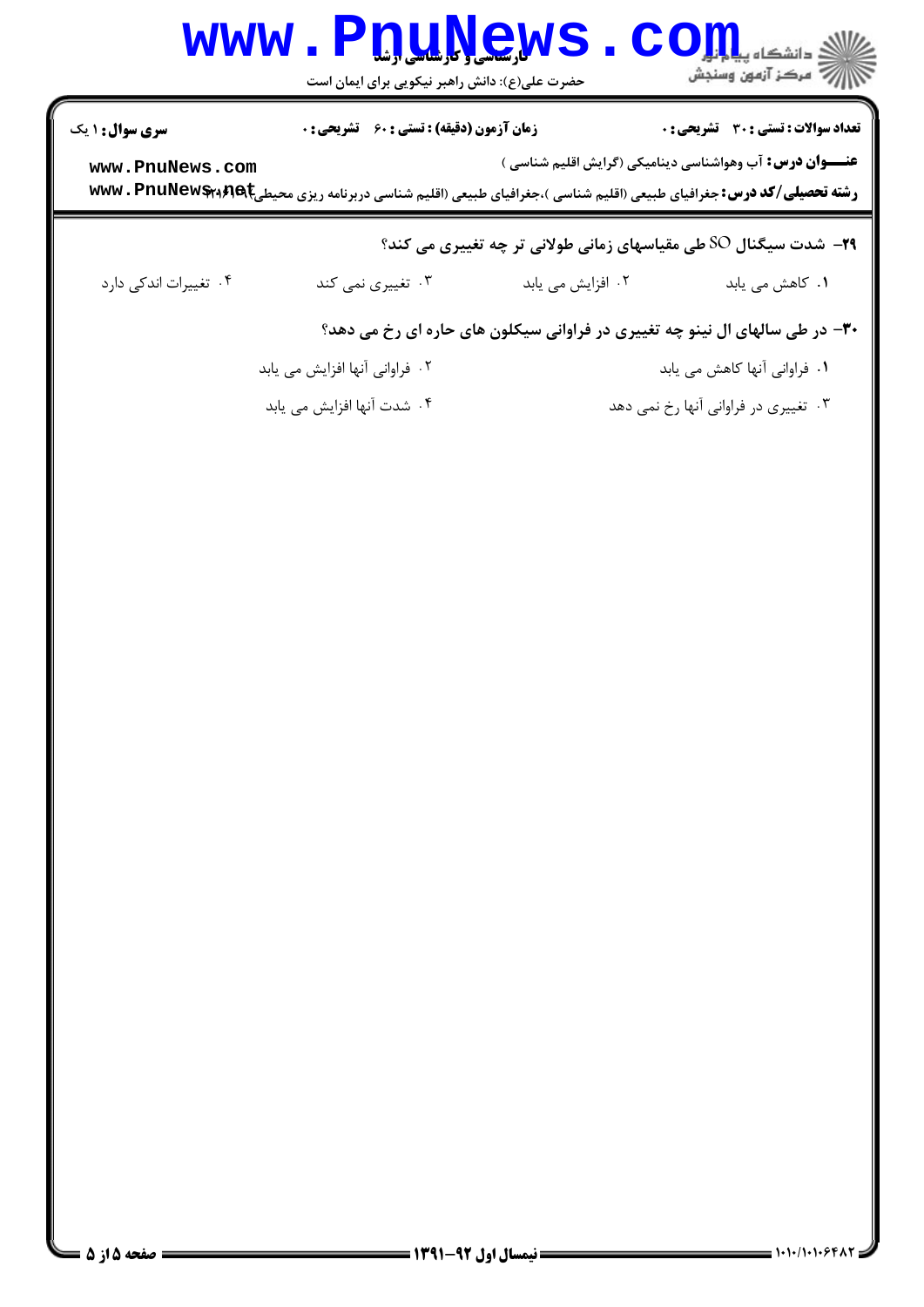**۲۹- شدت سیگنال SO طی مقیاسهای زمانی طولانی تر چه تغییری می کند؟**

۱. کاهش می یابد

۲. افزایش می یابد

۳. تغییری نمی کند

۴. تغییرات اندکی دارد

**۳۰- در طی سالهای ال نینو چه تغییری در فراوانی سیکلون های حاره ای رخ می دهد؟**

۱. فراوانی آنها کاهش می یابد

۲. فراوانی آنها افزایش می یابد

۳. تغییری در فراوانی آنها رخ نمی دهد

۴. شدت آنها افزایش می یابد